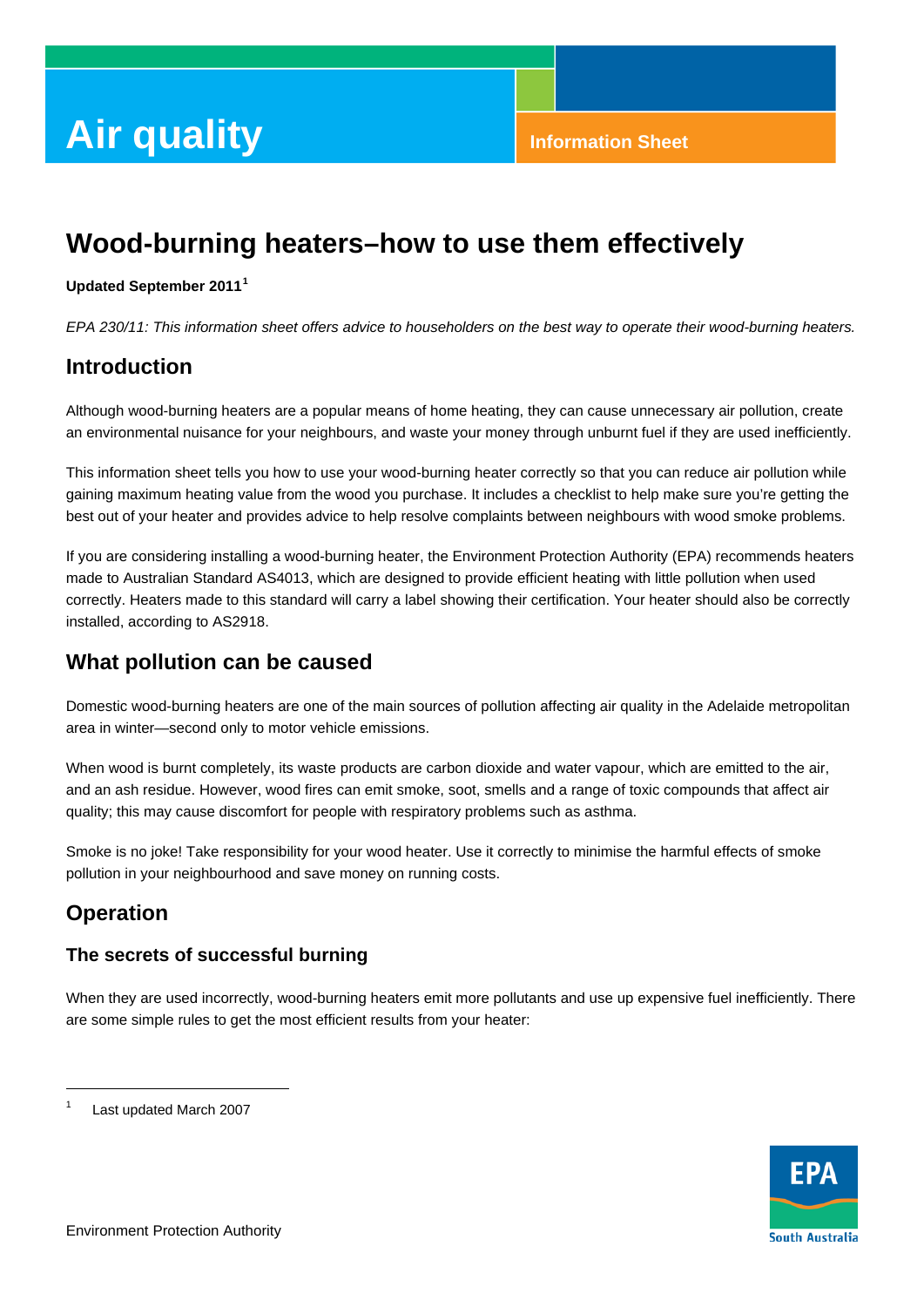Air quality

Information Sheet

# Wood-burning heaters–how to use them effectively

**Updated September 2011[1]**

*EPA 230/11: This information sheet offers advice to householders on the best way to operate their wood-burning heaters.*

## Introduction

Although wood-burning heaters are a popular means of home heating, they can cause unnecessary air pollution, create an environmental nuisance for your neighbours, and waste your money through unburnt fuel if they are used inefficiently.

This information sheet tells you how to use your wood-burning heater correctly so that you can reduce air pollution while gaining maximum heating value from the wood you purchase. It includes a checklist to help make sure you're getting the best out of your heater and provides advice to help resolve complaints between neighbours with wood smoke problems.

If you are considering installing a wood-burning heater, the Environment Protection Authority (EPA) recommends heaters made to Australian Standard AS4013, which are designed to provide efficient heating with little pollution when used correctly. Heaters made to this standard will carry a label showing their certification. Your heater should also be correctly installed, according to AS2918.

## What pollution can be caused

Domestic wood-burning heaters are one of the main sources of pollution affecting air quality in the Adelaide metropolitan area in winter—second only to motor vehicle emissions.

When wood is burnt completely, its waste products are carbon dioxide and water vapour, which are emitted to the air, and an ash residue. However, wood fires can emit smoke, soot, smells and a range of toxic compounds that affect air quality; this may cause discomfort for people with respiratory problems such as asthma.

Smoke is no joke! Take responsibility for your wood heater. Use it correctly to minimise the harmful effects of smoke pollution in your neighbourhood and save money on running costs.

## Operation

### The secrets of successful burning

When they are used incorrectly, wood-burning heaters emit more pollutants and use up expensive fuel inefficiently. There are some simple rules to get the most efficient results from your heater:

---

[1] Last updated March 2007

Environment Protection Authority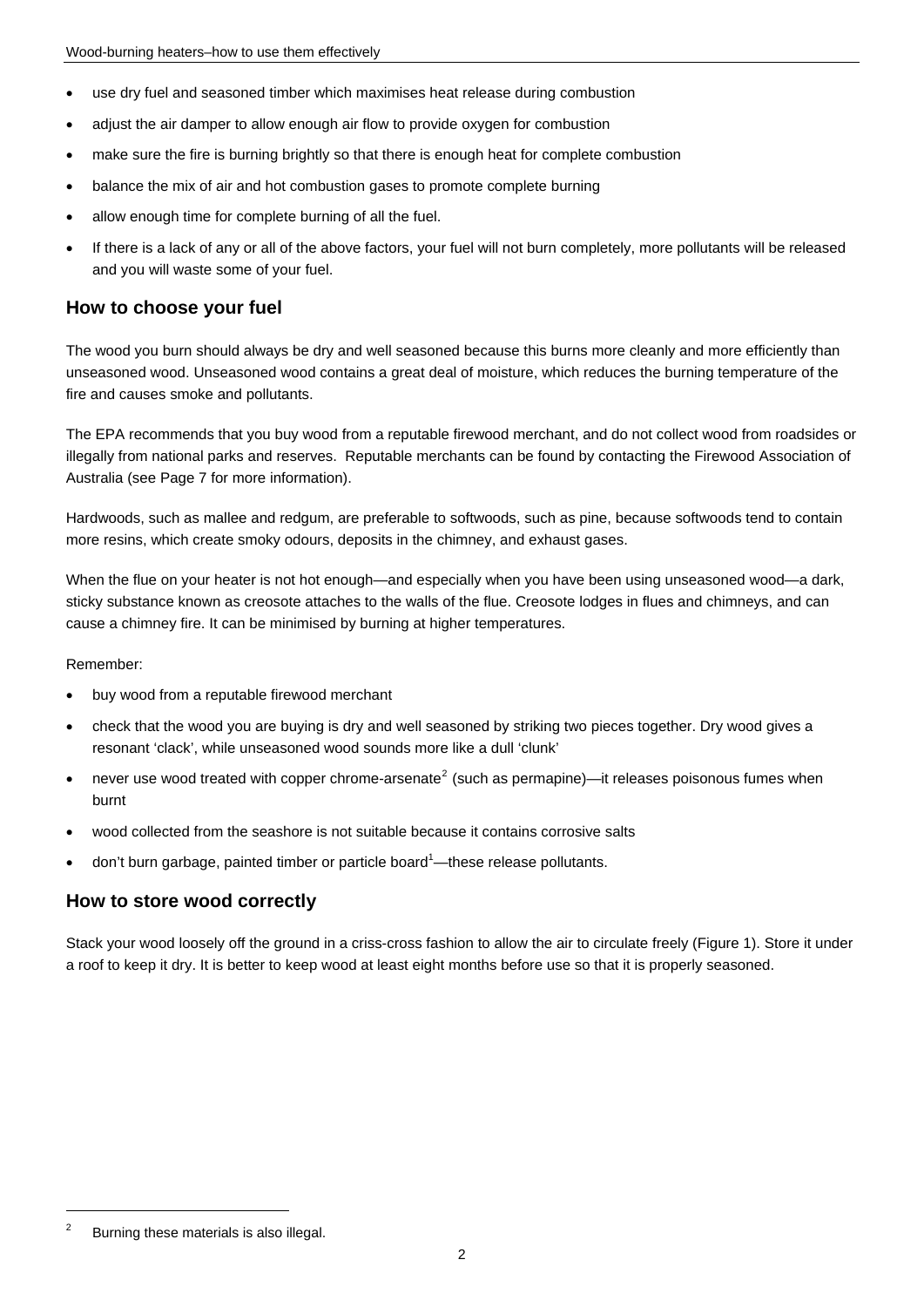- use dry fuel and seasoned timber which maximises heat release during combustion
- adjust the air damper to allow enough air flow to provide oxygen for combustion
- make sure the fire is burning brightly so that there is enough heat for complete combustion
- balance the mix of air and hot combustion gases to promote complete burning
- allow enough time for complete burning of all the fuel.
- If there is a lack of any or all of the above factors, your fuel will not burn completely, more pollutants will be released and you will waste some of your fuel.

## How to choose your fuel

The wood you burn should always be dry and well seasoned because this burns more cleanly and more efficiently than unseasoned wood. Unseasoned wood contains a great deal of moisture, which reduces the burning temperature of the fire and causes smoke and pollutants.

The EPA recommends that you buy wood from a reputable firewood merchant, and do not collect wood from roadsides or illegally from national parks and reserves. Reputable merchants can be found by contacting the Firewood Association of Australia (see Page 7 for more information).

Hardwoods, such as mallee and redgum, are preferable to softwoods, such as pine, because softwoods tend to contain more resins, which create smoky odours, deposits in the chimney, and exhaust gases.

When the flue on your heater is not hot enough—and especially when you have been using unseasoned wood—a dark, sticky substance known as creosote attaches to the walls of the flue. Creosote lodges in flues and chimneys, and can cause a chimney fire. It can be minimised by burning at higher temperatures.

Remember:

- buy wood from a reputable firewood merchant
- check that the wood you are buying is dry and well seasoned by striking two pieces together. Dry wood gives a resonant 'clack', while unseasoned wood sounds more like a dull 'clunk'
- never use wood treated with copper chrome-arsenate[2] (such as permapine)—it releases poisonous fumes when burnt
- wood collected from the seashore is not suitable because it contains corrosive salts
- don't burn garbage, painted timber or particle board[1]—these release pollutants.

## How to store wood correctly

Stack your wood loosely off the ground in a criss-cross fashion to allow the air to circulate freely (Figure 1). Store it under a roof to keep it dry. It is better to keep wood at least eight months before use so that it is properly seasoned.

---

[2] Burning these materials is also illegal.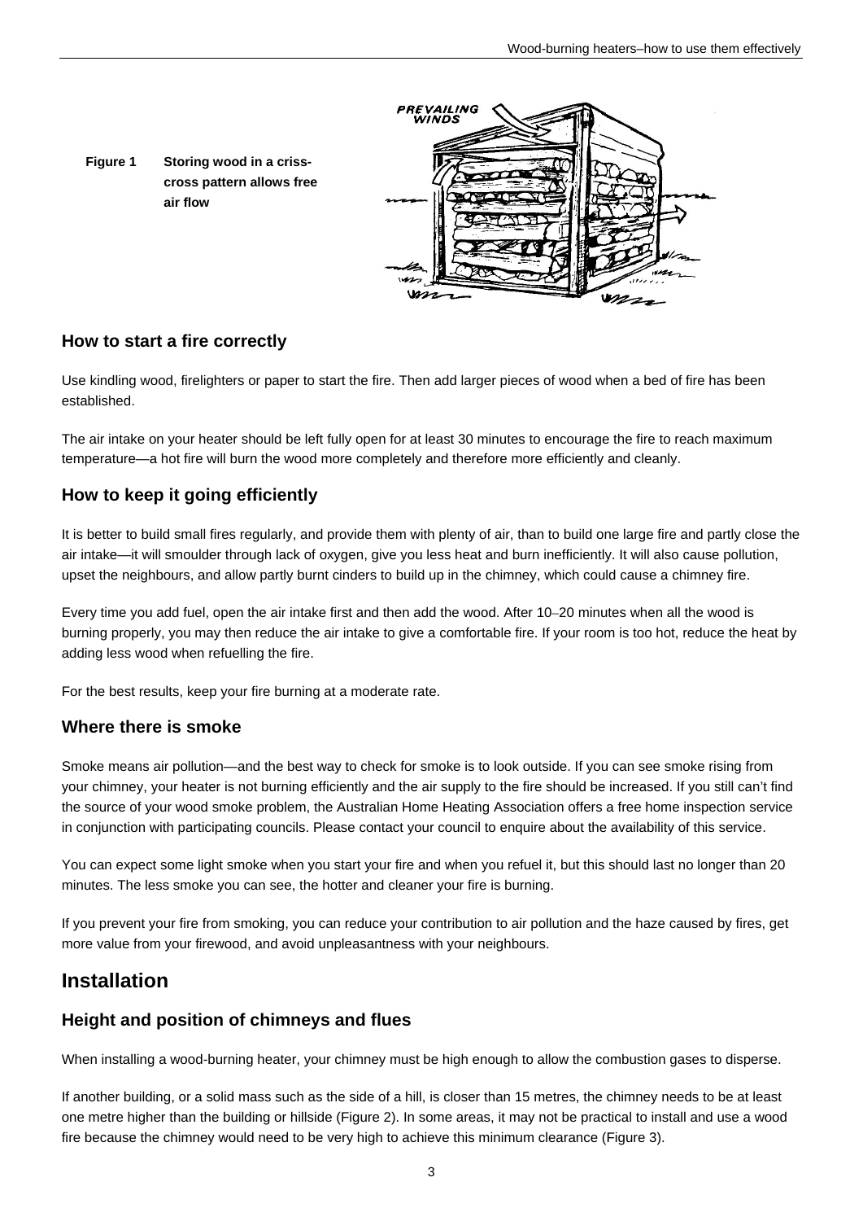**Figure 1** **Storing wood in a criss-cross pattern allows free air flow**

## How to start a fire correctly

Use kindling wood, firelighters or paper to start the fire. Then add larger pieces of wood when a bed of fire has been established.

The air intake on your heater should be left fully open for at least 30 minutes to encourage the fire to reach maximum temperature—a hot fire will burn the wood more completely and therefore more efficiently and cleanly.

## How to keep it going efficiently

It is better to build small fires regularly, and provide them with plenty of air, than to build one large fire and partly close the air intake—it will smoulder through lack of oxygen, give you less heat and burn inefficiently. It will also cause pollution, upset the neighbours, and allow partly burnt cinders to build up in the chimney, which could cause a chimney fire.

Every time you add fuel, open the air intake first and then add the wood. After 10–20 minutes when all the wood is burning properly, you may then reduce the air intake to give a comfortable fire. If your room is too hot, reduce the heat by adding less wood when refuelling the fire.

For the best results, keep your fire burning at a moderate rate.

## Where there is smoke

Smoke means air pollution—and the best way to check for smoke is to look outside. If you can see smoke rising from your chimney, your heater is not burning efficiently and the air supply to the fire should be increased. If you still can't find the source of your wood smoke problem, the Australian Home Heating Association offers a free home inspection service in conjunction with participating councils. Please contact your council to enquire about the availability of this service.

You can expect some light smoke when you start your fire and when you refuel it, but this should last no longer than 20 minutes. The less smoke you can see, the hotter and cleaner your fire is burning.

If you prevent your fire from smoking, you can reduce your contribution to air pollution and the haze caused by fires, get more value from your firewood, and avoid unpleasantness with your neighbours.

# Installation

## Height and position of chimneys and flues

When installing a wood-burning heater, your chimney must be high enough to allow the combustion gases to disperse.

If another building, or a solid mass such as the side of a hill, is closer than 15 metres, the chimney needs to be at least one metre higher than the building or hillside (Figure 2). In some areas, it may not be practical to install and use a wood fire because the chimney would need to be very high to achieve this minimum clearance (Figure 3).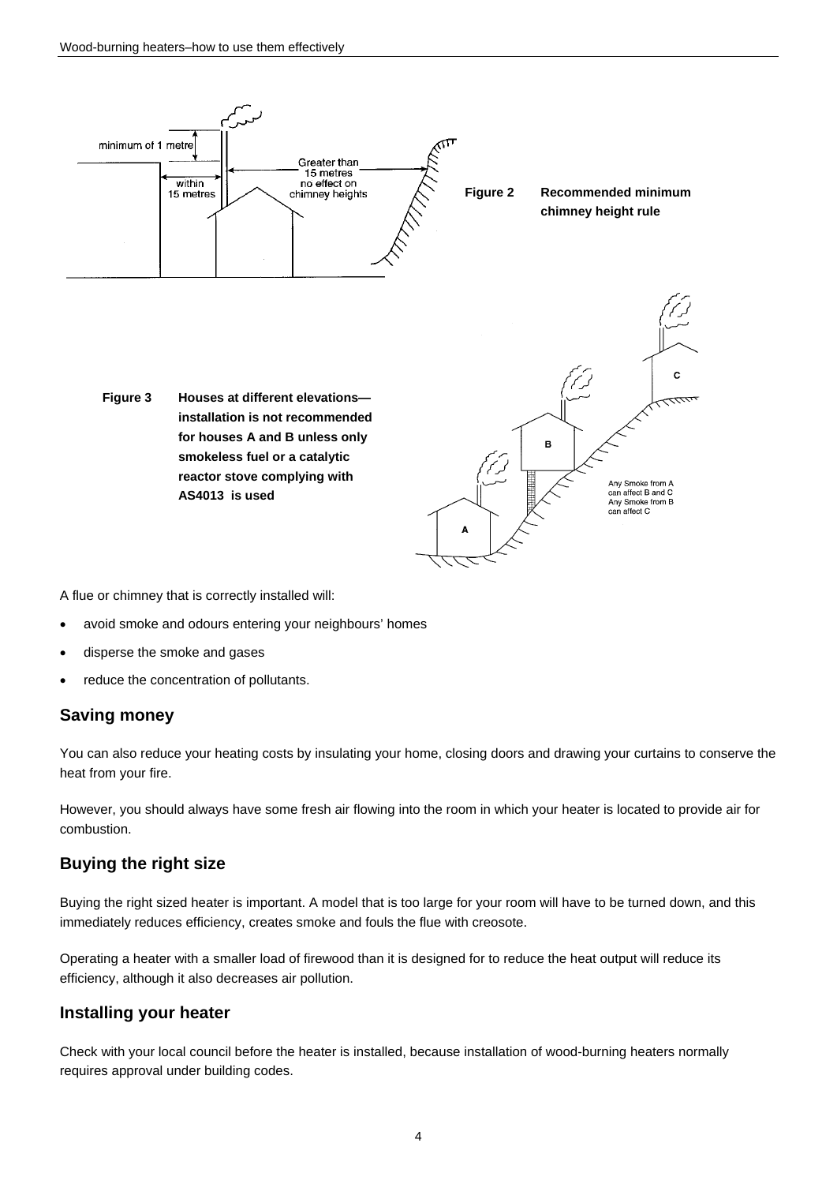minimum of 1 metre

within 15 metres

Greater than 15 metres no effect on chimney heights

**Figure 2 Recommended minimum chimney height rule**

**Figure 3 Houses at different elevations—installation is not recommended for houses A and B unless only smokeless fuel or a catalytic reactor stove complying with AS4013 is used**

Any Smoke from A can affect B and C
Any Smoke from B can affect C

A flue or chimney that is correctly installed will:

- avoid smoke and odours entering your neighbours' homes
- disperse the smoke and gases
- reduce the concentration of pollutants.

## Saving money

You can also reduce your heating costs by insulating your home, closing doors and drawing your curtains to conserve the heat from your fire.

However, you should always have some fresh air flowing into the room in which your heater is located to provide air for combustion.

## Buying the right size

Buying the right sized heater is important. A model that is too large for your room will have to be turned down, and this immediately reduces efficiency, creates smoke and fouls the flue with creosote.

Operating a heater with a smaller load of firewood than it is designed for to reduce the heat output will reduce its efficiency, although it also decreases air pollution.

## Installing your heater

Check with your local council before the heater is installed, because installation of wood-burning heaters normally requires approval under building codes.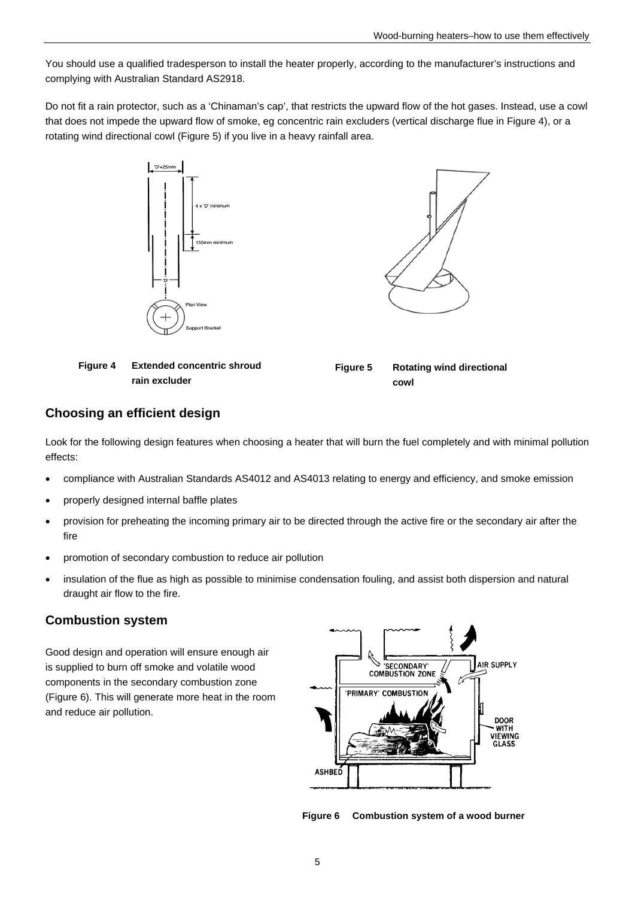You should use a qualified tradesperson to install the heater properly, according to the manufacturer's instructions and complying with Australian Standard AS2918.

Do not fit a rain protector, such as a 'Chinaman's cap', that restricts the upward flow of the hot gases. Instead, use a cowl that does not impede the upward flow of smoke, eg concentric rain excluders (vertical discharge flue in Figure 4), or a rotating wind directional cowl (Figure 5) if you live in a heavy rainfall area.

**Figure 4** **Extended concentric shroud rain excluder**

**Figure 5** **Rotating wind directional cowl**

## Choosing an efficient design

Look for the following design features when choosing a heater that will burn the fuel completely and with minimal pollution effects:

- compliance with Australian Standards AS4012 and AS4013 relating to energy and efficiency, and smoke emission
- properly designed internal baffle plates
- provision for preheating the incoming primary air to be directed through the active fire or the secondary air after the fire
- promotion of secondary combustion to reduce air pollution
- insulation of the flue as high as possible to minimise condensation fouling, and assist both dispersion and natural draught air flow to the fire.

## Combustion system

Good design and operation will ensure enough air is supplied to burn off smoke and volatile wood components in the secondary combustion zone (Figure 6). This will generate more heat in the room and reduce air pollution.

**Figure 6** **Combustion system of a wood burner**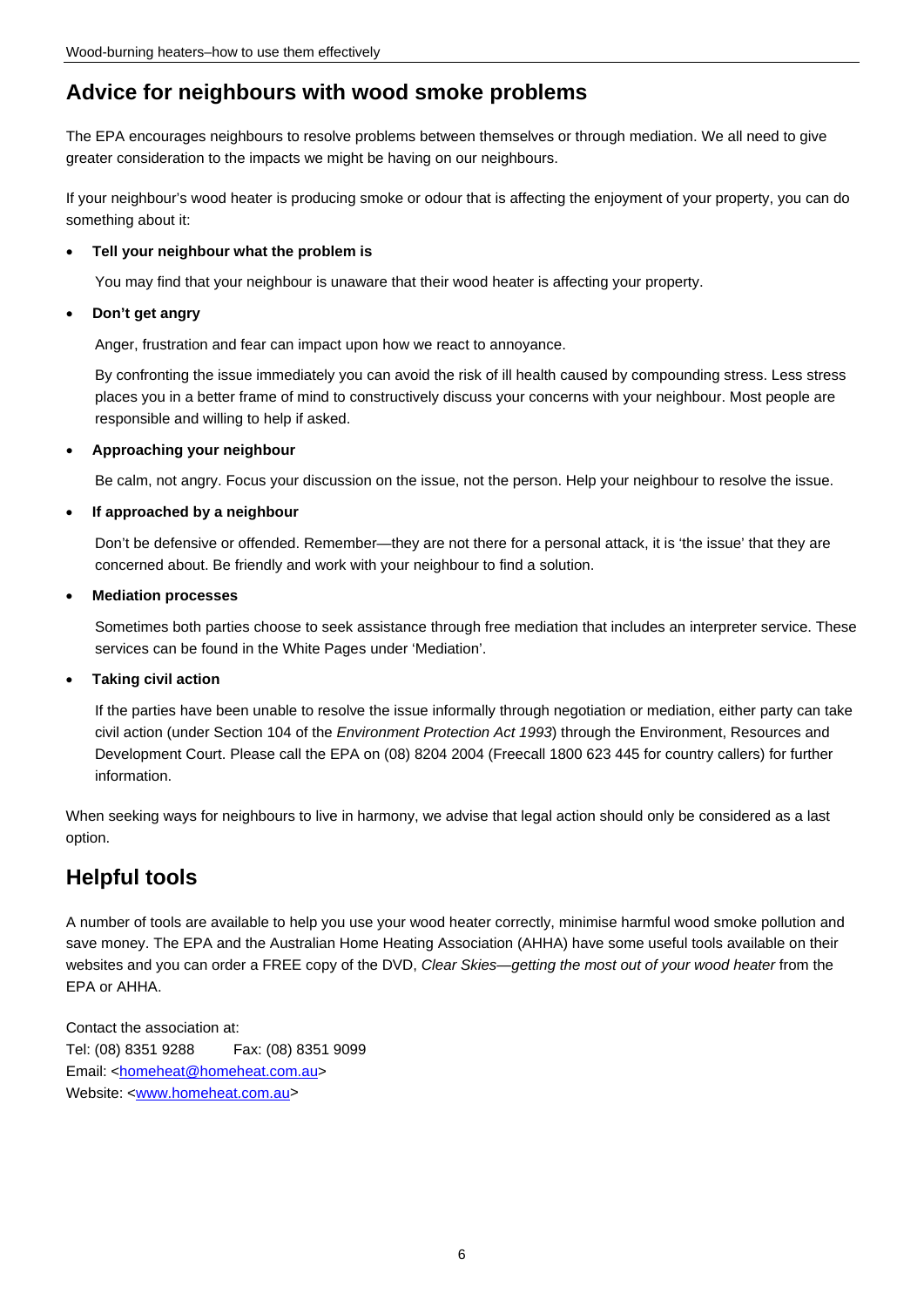## Advice for neighbours with wood smoke problems

The EPA encourages neighbours to resolve problems between themselves or through mediation. We all need to give greater consideration to the impacts we might be having on our neighbours.

If your neighbour's wood heater is producing smoke or odour that is affecting the enjoyment of your property, you can do something about it:

- **Tell your neighbour what the problem is**

  You may find that your neighbour is unaware that their wood heater is affecting your property.

- **Don't get angry**

  Anger, frustration and fear can impact upon how we react to annoyance.

  By confronting the issue immediately you can avoid the risk of ill health caused by compounding stress. Less stress places you in a better frame of mind to constructively discuss your concerns with your neighbour. Most people are responsible and willing to help if asked.

- **Approaching your neighbour**

  Be calm, not angry. Focus your discussion on the issue, not the person. Help your neighbour to resolve the issue.

- **If approached by a neighbour**

  Don't be defensive or offended. Remember—they are not there for a personal attack, it is 'the issue' that they are concerned about. Be friendly and work with your neighbour to find a solution.

- **Mediation processes**

  Sometimes both parties choose to seek assistance through free mediation that includes an interpreter service. These services can be found in the White Pages under 'Mediation'.

- **Taking civil action**

  If the parties have been unable to resolve the issue informally through negotiation or mediation, either party can take civil action (under Section 104 of the *Environment Protection Act 1993*) through the Environment, Resources and Development Court. Please call the EPA on (08) 8204 2004 (Freecall 1800 623 445 for country callers) for further information.

When seeking ways for neighbours to live in harmony, we advise that legal action should only be considered as a last option.

## Helpful tools

A number of tools are available to help you use your wood heater correctly, minimise harmful wood smoke pollution and save money. The EPA and the Australian Home Heating Association (AHHA) have some useful tools available on their websites and you can order a FREE copy of the DVD, *Clear Skies—getting the most out of your wood heater* from the EPA or AHHA.

Contact the association at:
Tel: (08) 8351 9288 Fax: (08) 8351 9099
Email: <homeheat@homeheat.com.au>
Website: <www.homeheat.com.au>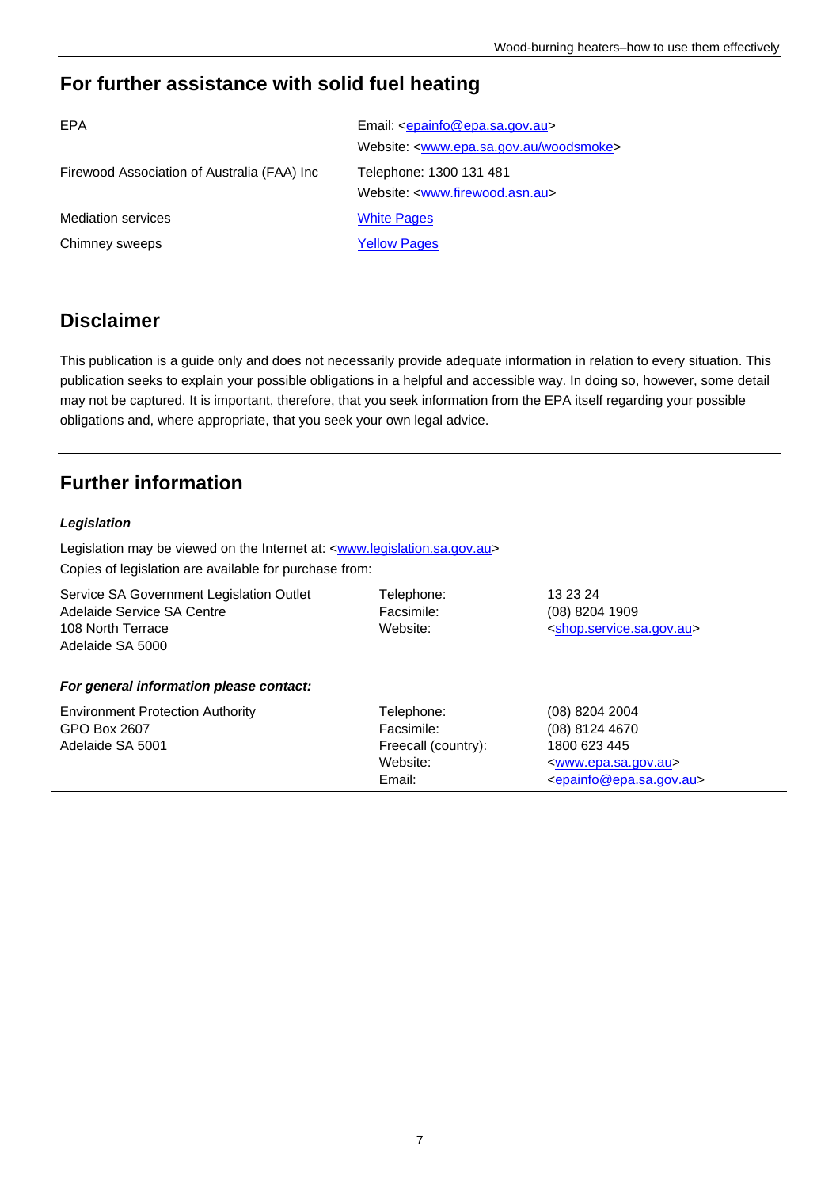## For further assistance with solid fuel heating

| | |
|---|---|
| EPA | Email: <epainfo@epa.sa.gov.au><br>Website: <www.epa.sa.gov.au/woodsmoke> |
| Firewood Association of Australia (FAA) Inc | Telephone: 1300 131 481<br>Website: <www.firewood.asn.au> |
| Mediation services | White Pages |
| Chimney sweeps | Yellow Pages |

## Disclaimer

This publication is a guide only and does not necessarily provide adequate information in relation to every situation. This publication seeks to explain your possible obligations in a helpful and accessible way. In doing so, however, some detail may not be captured. It is important, therefore, that you seek information from the EPA itself regarding your possible obligations and, where appropriate, that you seek your own legal advice.

## Further information

***Legislation***

Legislation may be viewed on the Internet at: <www.legislation.sa.gov.au>

Copies of legislation are available for purchase from:

| | | |
|---|---|---|
| Service SA Government Legislation Outlet<br>Adelaide Service SA Centre<br>108 North Terrace<br>Adelaide SA 5000 | Telephone:<br>Facsimile:<br>Website: | 13 23 24<br>(08) 8204 1909<br><shop.service.sa.gov.au> |

***For general information please contact:***

| | | |
|---|---|---|
| Environment Protection Authority<br>GPO Box 2607<br>Adelaide SA 5001 | Telephone:<br>Facsimile:<br>Freecall (country):<br>Website:<br>Email: | (08) 8204 2004<br>(08) 8124 4670<br>1800 623 445<br><www.epa.sa.gov.au><br><epainfo@epa.sa.gov.au> |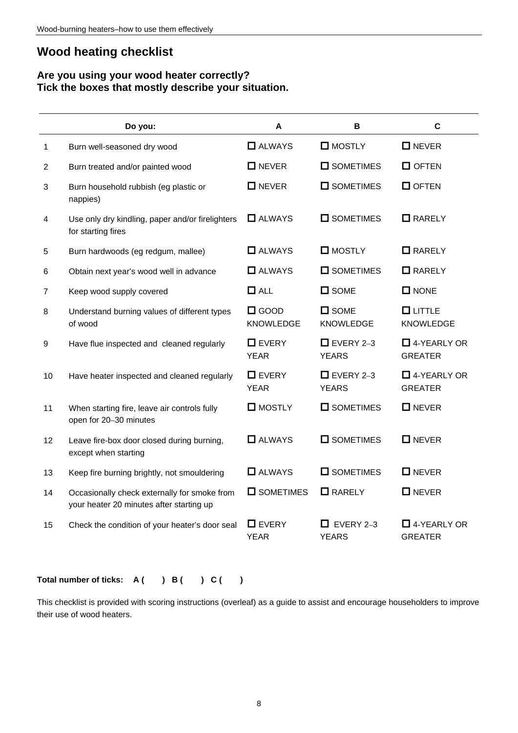## Wood heating checklist

### Are you using your wood heater correctly?
### Tick the boxes that mostly describe your situation.

| | Do you: | A | B | C |
|---|---|---|---|---|
| 1 | Burn well-seasoned dry wood | ☐ ALWAYS | ☐ MOSTLY | ☐ NEVER |
| 2 | Burn treated and/or painted wood | ☐ NEVER | ☐ SOMETIMES | ☐ OFTEN |
| 3 | Burn household rubbish (eg plastic or nappies) | ☐ NEVER | ☐ SOMETIMES | ☐ OFTEN |
| 4 | Use only dry kindling, paper and/or firelighters for starting fires | ☐ ALWAYS | ☐ SOMETIMES | ☐ RARELY |
| 5 | Burn hardwoods (eg redgum, mallee) | ☐ ALWAYS | ☐ MOSTLY | ☐ RARELY |
| 6 | Obtain next year's wood well in advance | ☐ ALWAYS | ☐ SOMETIMES | ☐ RARELY |
| 7 | Keep wood supply covered | ☐ ALL | ☐ SOME | ☐ NONE |
| 8 | Understand burning values of different types of wood | ☐ GOOD KNOWLEDGE | ☐ SOME KNOWLEDGE | ☐ LITTLE KNOWLEDGE |
| 9 | Have flue inspected and cleaned regularly | ☐ EVERY YEAR | ☐ EVERY 2–3 YEARS | ☐ 4-YEARLY OR GREATER |
| 10 | Have heater inspected and cleaned regularly | ☐ EVERY YEAR | ☐ EVERY 2–3 YEARS | ☐ 4-YEARLY OR GREATER |
| 11 | When starting fire, leave air controls fully open for 20–30 minutes | ☐ MOSTLY | ☐ SOMETIMES | ☐ NEVER |
| 12 | Leave fire-box door closed during burning, except when starting | ☐ ALWAYS | ☐ SOMETIMES | ☐ NEVER |
| 13 | Keep fire burning brightly, not smouldering | ☐ ALWAYS | ☐ SOMETIMES | ☐ NEVER |
| 14 | Occasionally check externally for smoke from your heater 20 minutes after starting up | ☐ SOMETIMES | ☐ RARELY | ☐ NEVER |
| 15 | Check the condition of your heater's door seal | ☐ EVERY YEAR | ☐ EVERY 2–3 YEARS | ☐ 4-YEARLY OR GREATER |

**Total number of ticks: A (  ) B (  ) C (  )**

This checklist is provided with scoring instructions (overleaf) as a guide to assist and encourage householders to improve their use of wood heaters.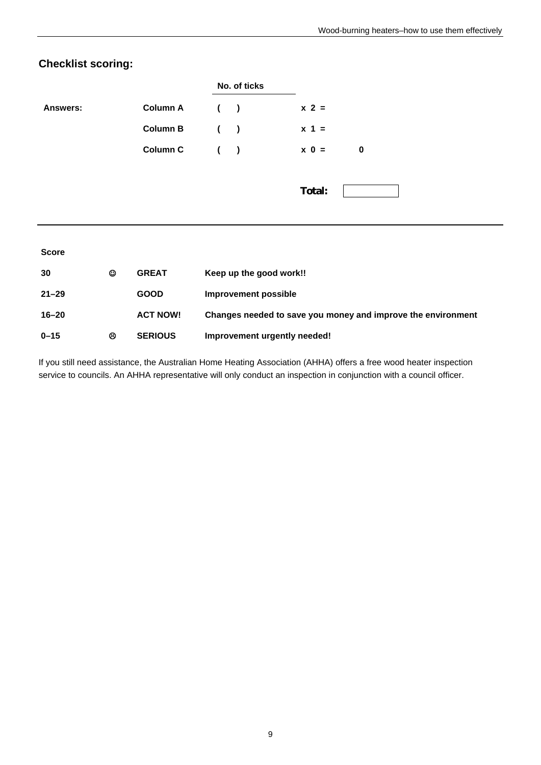## Checklist scoring:

| | | No. of ticks | | |
|---|---|---|---|---|
| **Answers:** | **Column A** | **( )** | **x 2 =** | |
| | **Column B** | **( )** | **x 1 =** | |
| | **Column C** | **( )** | **x 0 =** | **0** |
| | | | **Total:** | |

---

| Score | | | |
|---|---|---|---|
| **30** | ☺ | **GREAT** | **Keep up the good work!!** |
| **21–29** | | **GOOD** | **Improvement possible** |
| **16–20** | | **ACT NOW!** | **Changes needed to save you money and improve the environment** |
| **0–15** | ☹ | **SERIOUS** | **Improvement urgently needed!** |

If you still need assistance, the Australian Home Heating Association (AHHA) offers a free wood heater inspection service to councils. An AHHA representative will only conduct an inspection in conjunction with a council officer.